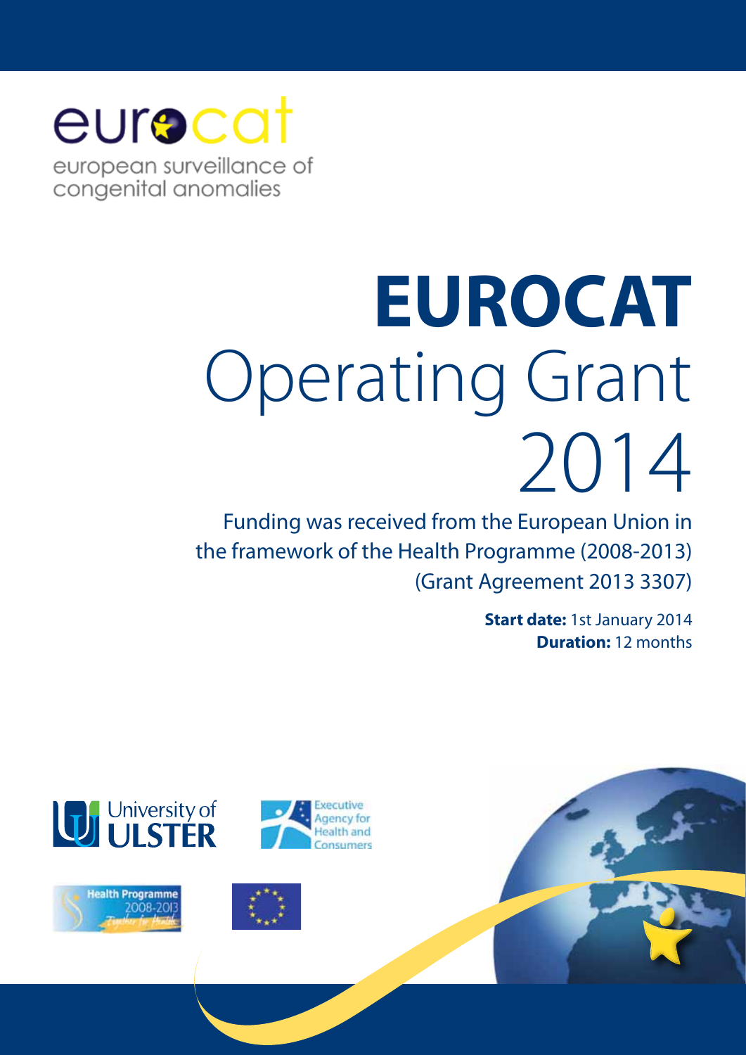eurocat

european surveillance of congenital anomalies

# EUROCAT Operating Grant 2014

Funding was received from the European Union in the framework of the Health Programme (2008-2013) (Grant Agreement 2013 3307)

**Start date:** 1st January 2014
**Duration:** 12 months

University of ULSTER

Executive Agency for Health and Consumers

Health Programme 2008-2013 Together for Health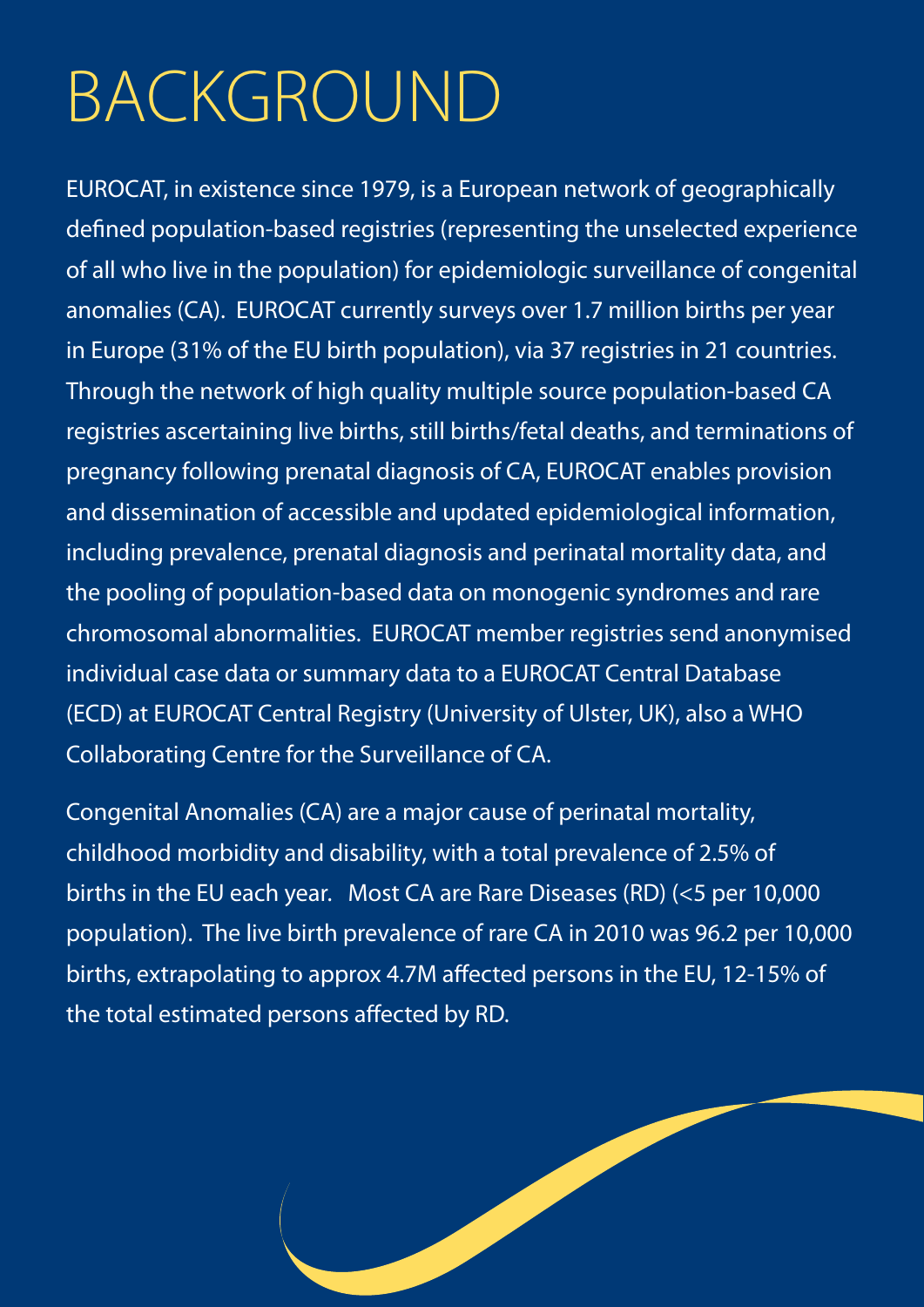# BACKGROUND

EUROCAT, in existence since 1979, is a European network of geographically defined population-based registries (representing the unselected experience of all who live in the population) for epidemiologic surveillance of congenital anomalies (CA). EUROCAT currently surveys over 1.7 million births per year in Europe (31% of the EU birth population), via 37 registries in 21 countries. Through the network of high quality multiple source population-based CA registries ascertaining live births, still births/fetal deaths, and terminations of pregnancy following prenatal diagnosis of CA, EUROCAT enables provision and dissemination of accessible and updated epidemiological information, including prevalence, prenatal diagnosis and perinatal mortality data, and the pooling of population-based data on monogenic syndromes and rare chromosomal abnormalities. EUROCAT member registries send anonymised individual case data or summary data to a EUROCAT Central Database (ECD) at EUROCAT Central Registry (University of Ulster, UK), also a WHO Collaborating Centre for the Surveillance of CA.

Congenital Anomalies (CA) are a major cause of perinatal mortality, childhood morbidity and disability, with a total prevalence of 2.5% of births in the EU each year. Most CA are Rare Diseases (RD) (<5 per 10,000 population). The live birth prevalence of rare CA in 2010 was 96.2 per 10,000 births, extrapolating to approx 4.7M affected persons in the EU, 12-15% of the total estimated persons affected by RD.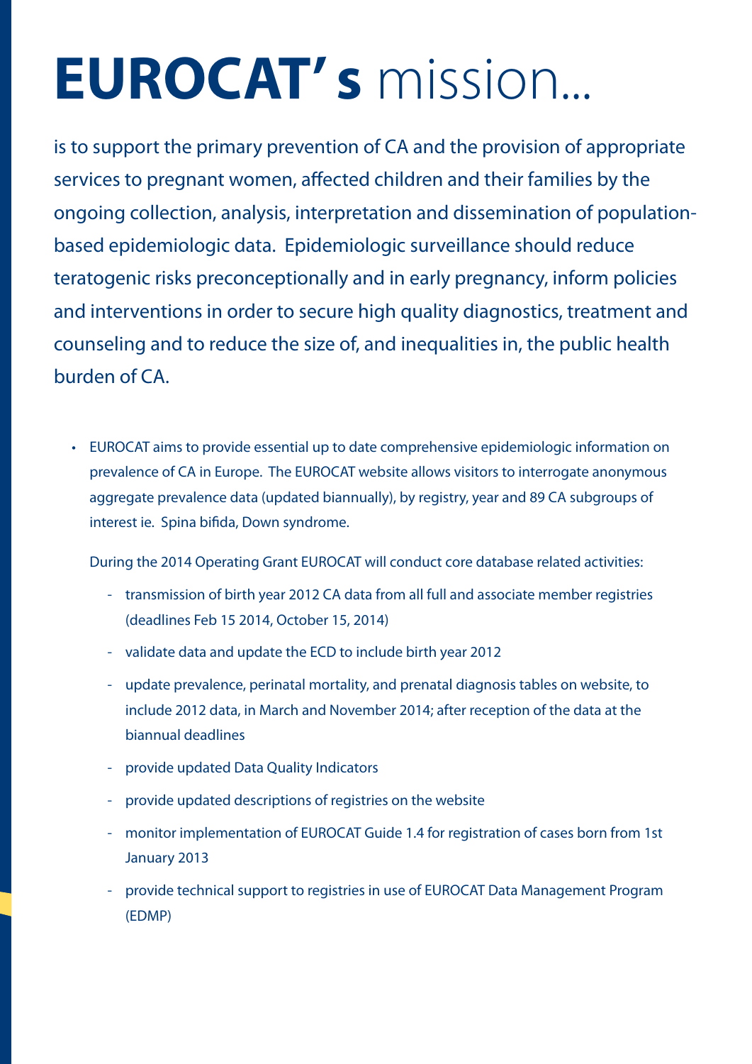# **EUROCAT' s** mission...

is to support the primary prevention of CA and the provision of appropriate services to pregnant women, affected children and their families by the ongoing collection, analysis, interpretation and dissemination of population-based epidemiologic data. Epidemiologic surveillance should reduce teratogenic risks preconceptionally and in early pregnancy, inform policies and interventions in order to secure high quality diagnostics, treatment and counseling and to reduce the size of, and inequalities in, the public health burden of CA.

- EUROCAT aims to provide essential up to date comprehensive epidemiologic information on prevalence of CA in Europe. The EUROCAT website allows visitors to interrogate anonymous aggregate prevalence data (updated biannually), by registry, year and 89 CA subgroups of interest ie. Spina bifida, Down syndrome.

  During the 2014 Operating Grant EUROCAT will conduct core database related activities:

  - transmission of birth year 2012 CA data from all full and associate member registries (deadlines Feb 15 2014, October 15, 2014)
  - validate data and update the ECD to include birth year 2012
  - update prevalence, perinatal mortality, and prenatal diagnosis tables on website, to include 2012 data, in March and November 2014; after reception of the data at the biannual deadlines
  - provide updated Data Quality Indicators
  - provide updated descriptions of registries on the website
  - monitor implementation of EUROCAT Guide 1.4 for registration of cases born from 1st January 2013
  - provide technical support to registries in use of EUROCAT Data Management Program (EDMP)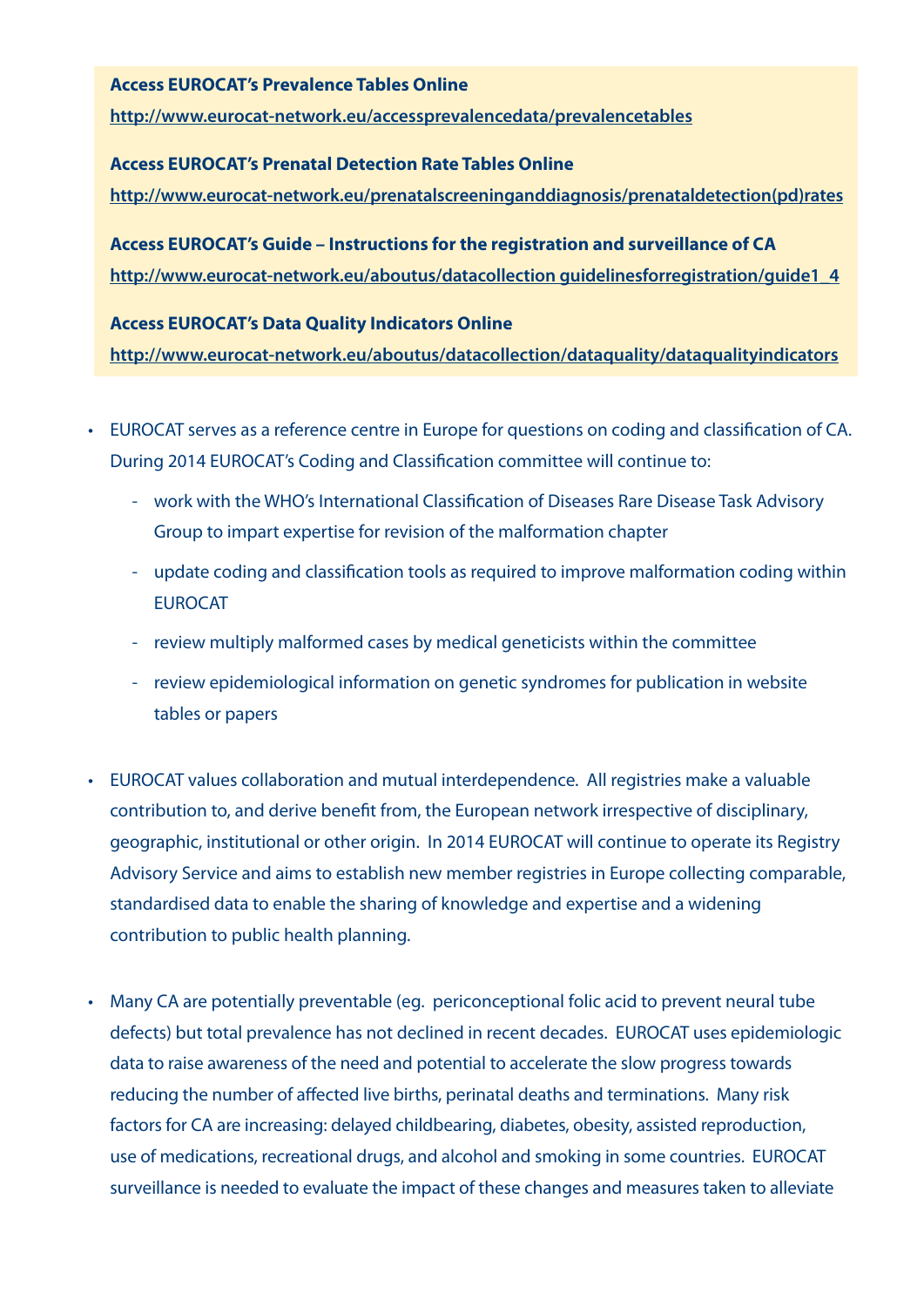**Access EUROCAT's Prevalence Tables Online**

**http://www.eurocat-network.eu/accessprevalencedata/prevalencetables**

**Access EUROCAT's Prenatal Detection Rate Tables Online**

**http://www.eurocat-network.eu/prenatalscreeninganddiagnosis/prenataldetection(pd)rates**

**Access EUROCAT's Guide – Instructions for the registration and surveillance of CA**

**http://www.eurocat-network.eu/aboutus/datacollection guidelinesforregistration/guide1_4**

**Access EUROCAT's Data Quality Indicators Online**

**http://www.eurocat-network.eu/aboutus/datacollection/dataquality/dataqualityindicators**

- EUROCAT serves as a reference centre in Europe for questions on coding and classification of CA. During 2014 EUROCAT's Coding and Classification committee will continue to:
  - work with the WHO's International Classification of Diseases Rare Disease Task Advisory Group to impart expertise for revision of the malformation chapter
  - update coding and classification tools as required to improve malformation coding within EUROCAT
  - review multiply malformed cases by medical geneticists within the committee
  - review epidemiological information on genetic syndromes for publication in website tables or papers

- EUROCAT values collaboration and mutual interdependence. All registries make a valuable contribution to, and derive benefit from, the European network irrespective of disciplinary, geographic, institutional or other origin. In 2014 EUROCAT will continue to operate its Registry Advisory Service and aims to establish new member registries in Europe collecting comparable, standardised data to enable the sharing of knowledge and expertise and a widening contribution to public health planning.

- Many CA are potentially preventable (eg. periconceptional folic acid to prevent neural tube defects) but total prevalence has not declined in recent decades. EUROCAT uses epidemiologic data to raise awareness of the need and potential to accelerate the slow progress towards reducing the number of affected live births, perinatal deaths and terminations. Many risk factors for CA are increasing: delayed childbearing, diabetes, obesity, assisted reproduction, use of medications, recreational drugs, and alcohol and smoking in some countries. EUROCAT surveillance is needed to evaluate the impact of these changes and measures taken to alleviate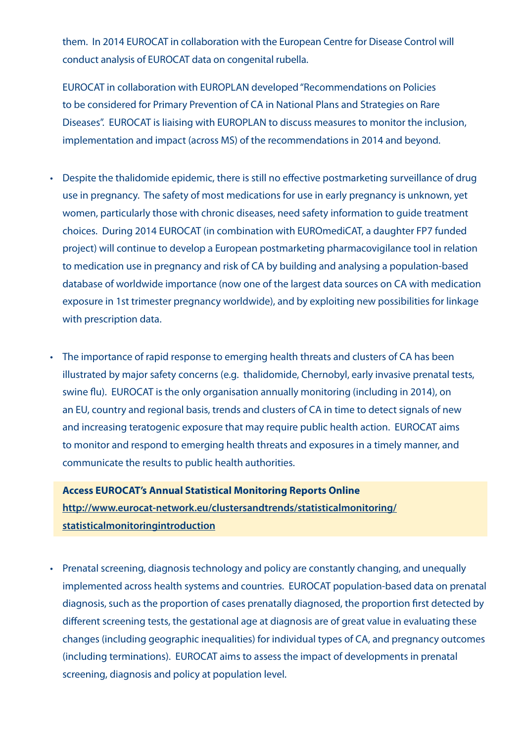them. In 2014 EUROCAT in collaboration with the European Centre for Disease Control will conduct analysis of EUROCAT data on congenital rubella.

EUROCAT in collaboration with EUROPLAN developed "Recommendations on Policies to be considered for Primary Prevention of CA in National Plans and Strategies on Rare Diseases". EUROCAT is liaising with EUROPLAN to discuss measures to monitor the inclusion, implementation and impact (across MS) of the recommendations in 2014 and beyond.

- Despite the thalidomide epidemic, there is still no effective postmarketing surveillance of drug use in pregnancy. The safety of most medications for use in early pregnancy is unknown, yet women, particularly those with chronic diseases, need safety information to guide treatment choices. During 2014 EUROCAT (in combination with EUROmediCAT, a daughter FP7 funded project) will continue to develop a European postmarketing pharmacovigilance tool in relation to medication use in pregnancy and risk of CA by building and analysing a population-based database of worldwide importance (now one of the largest data sources on CA with medication exposure in 1st trimester pregnancy worldwide), and by exploiting new possibilities for linkage with prescription data.

- The importance of rapid response to emerging health threats and clusters of CA has been illustrated by major safety concerns (e.g. thalidomide, Chernobyl, early invasive prenatal tests, swine flu). EUROCAT is the only organisation annually monitoring (including in 2014), on an EU, country and regional basis, trends and clusters of CA in time to detect signals of new and increasing teratogenic exposure that may require public health action. EUROCAT aims to monitor and respond to emerging health threats and exposures in a timely manner, and communicate the results to public health authorities.

**Access EUROCAT's Annual Statistical Monitoring Reports Online**
**http://www.eurocat-network.eu/clustersandtrends/statisticalmonitoring/statisticalmonitoringintroduction**

- Prenatal screening, diagnosis technology and policy are constantly changing, and unequally implemented across health systems and countries. EUROCAT population-based data on prenatal diagnosis, such as the proportion of cases prenatally diagnosed, the proportion first detected by different screening tests, the gestational age at diagnosis are of great value in evaluating these changes (including geographic inequalities) for individual types of CA, and pregnancy outcomes (including terminations). EUROCAT aims to assess the impact of developments in prenatal screening, diagnosis and policy at population level.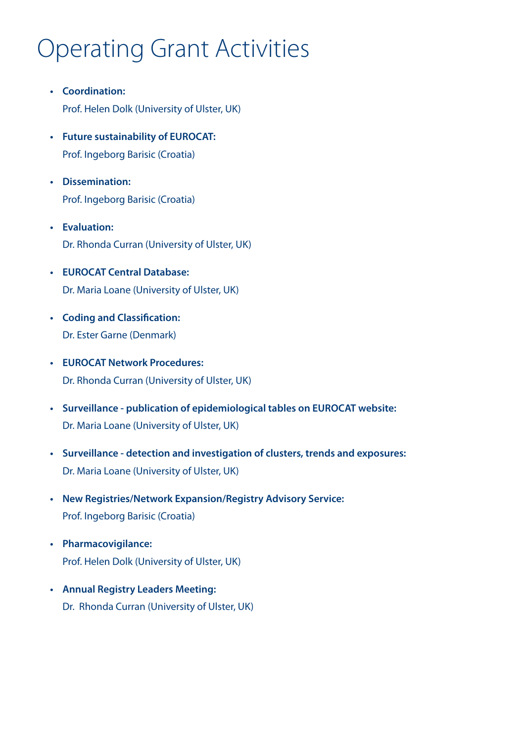# Operating Grant Activities

- **Coordination:**
  Prof. Helen Dolk (University of Ulster, UK)

- **Future sustainability of EUROCAT:**
  Prof. Ingeborg Barisic (Croatia)

- **Dissemination:**
  Prof. Ingeborg Barisic (Croatia)

- **Evaluation:**
  Dr. Rhonda Curran (University of Ulster, UK)

- **EUROCAT Central Database:**
  Dr. Maria Loane (University of Ulster, UK)

- **Coding and Classification:**
  Dr. Ester Garne (Denmark)

- **EUROCAT Network Procedures:**
  Dr. Rhonda Curran (University of Ulster, UK)

- **Surveillance - publication of epidemiological tables on EUROCAT website:**
  Dr. Maria Loane (University of Ulster, UK)

- **Surveillance - detection and investigation of clusters, trends and exposures:**
  Dr. Maria Loane (University of Ulster, UK)

- **New Registries/Network Expansion/Registry Advisory Service:**
  Prof. Ingeborg Barisic (Croatia)

- **Pharmacovigilance:**
  Prof. Helen Dolk (University of Ulster, UK)

- **Annual Registry Leaders Meeting:**
  Dr. Rhonda Curran (University of Ulster, UK)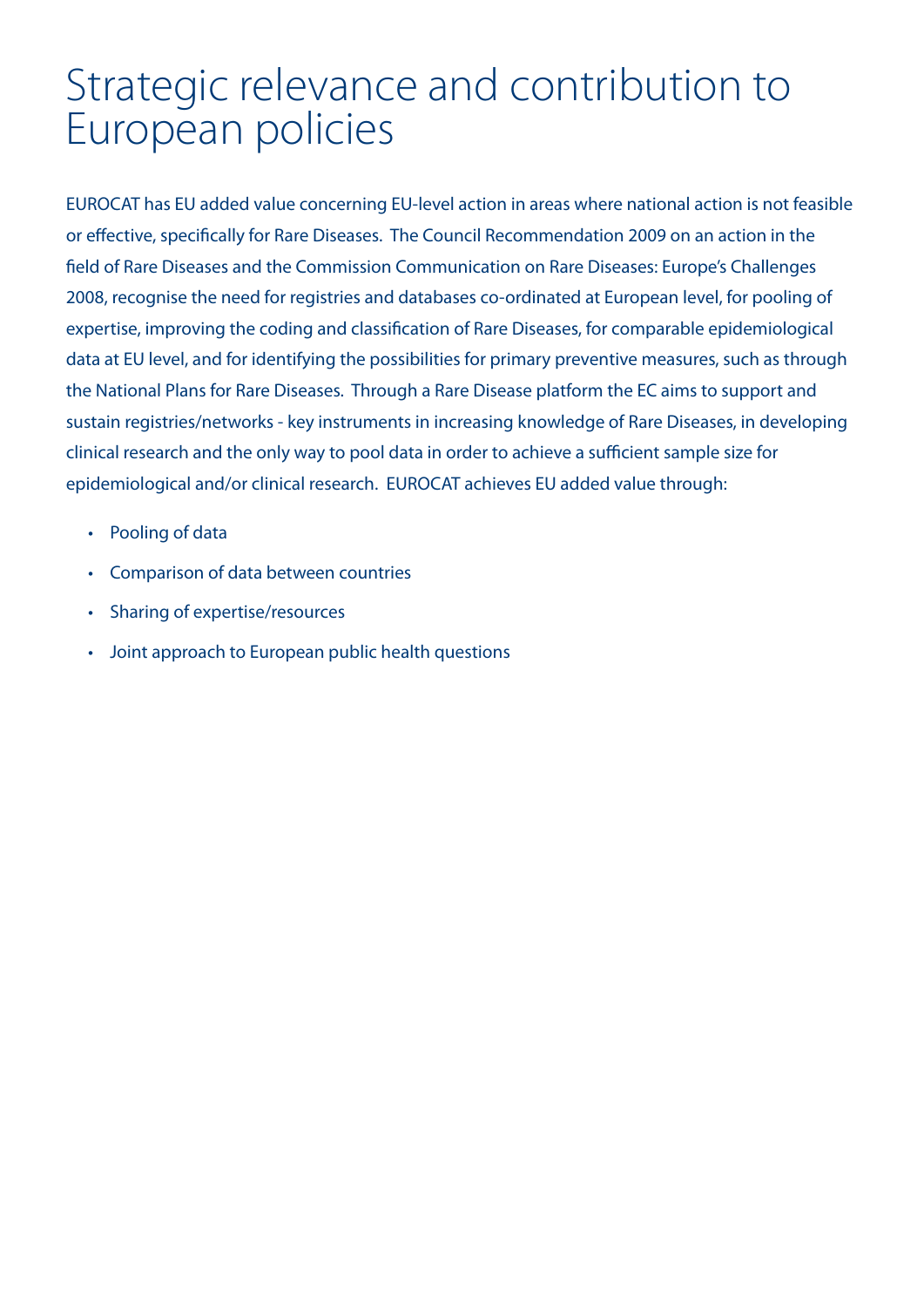# Strategic relevance and contribution to European policies

EUROCAT has EU added value concerning EU-level action in areas where national action is not feasible or effective, specifically for Rare Diseases. The Council Recommendation 2009 on an action in the field of Rare Diseases and the Commission Communication on Rare Diseases: Europe's Challenges 2008, recognise the need for registries and databases co-ordinated at European level, for pooling of expertise, improving the coding and classification of Rare Diseases, for comparable epidemiological data at EU level, and for identifying the possibilities for primary preventive measures, such as through the National Plans for Rare Diseases. Through a Rare Disease platform the EC aims to support and sustain registries/networks - key instruments in increasing knowledge of Rare Diseases, in developing clinical research and the only way to pool data in order to achieve a sufficient sample size for epidemiological and/or clinical research. EUROCAT achieves EU added value through:

- Pooling of data
- Comparison of data between countries
- Sharing of expertise/resources
- Joint approach to European public health questions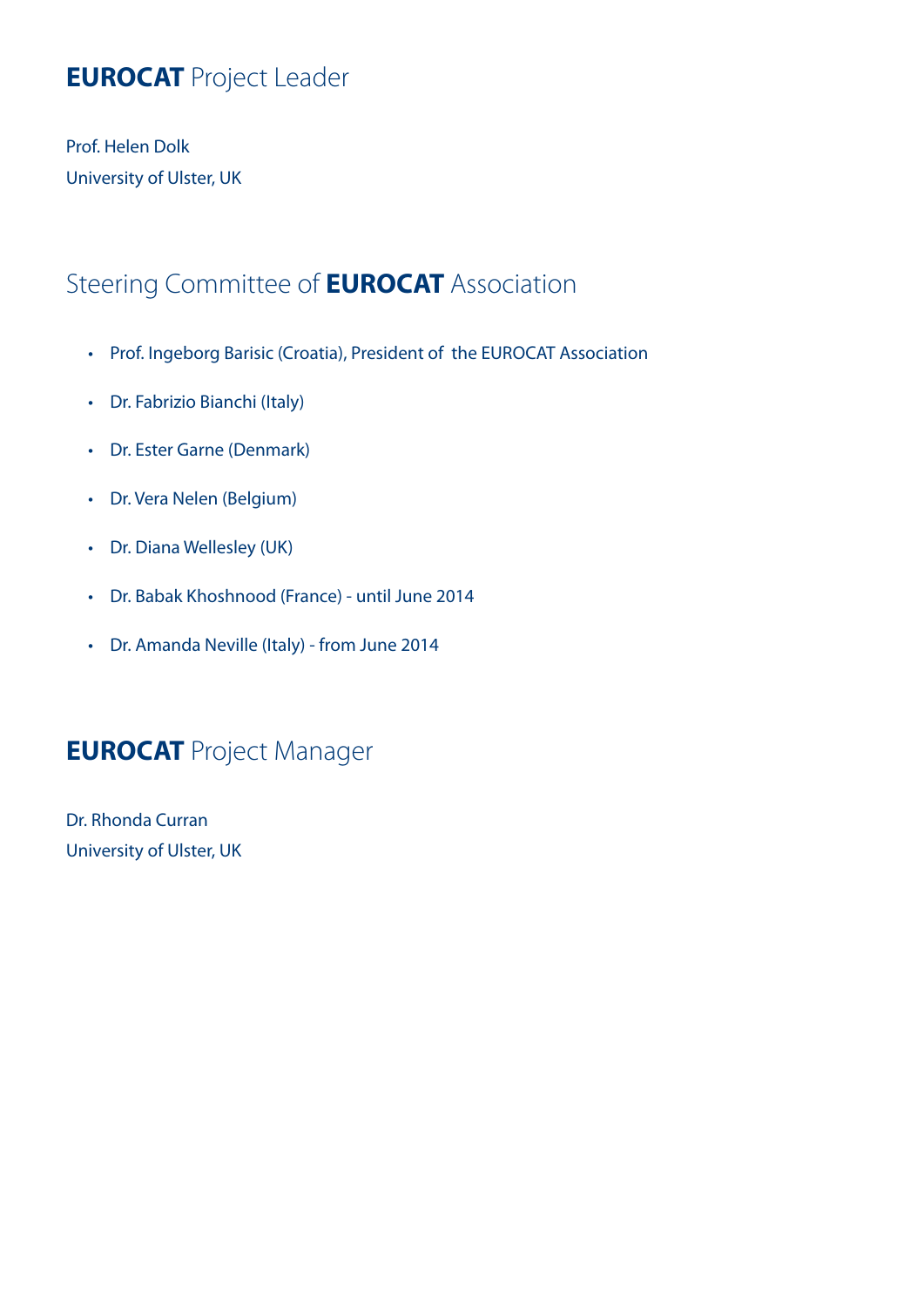## **EUROCAT** Project Leader

Prof. Helen Dolk
University of Ulster, UK

## Steering Committee of **EUROCAT** Association

- Prof. Ingeborg Barisic (Croatia), President of the EUROCAT Association
- Dr. Fabrizio Bianchi (Italy)
- Dr. Ester Garne (Denmark)
- Dr. Vera Nelen (Belgium)
- Dr. Diana Wellesley (UK)
- Dr. Babak Khoshnood (France) - until June 2014
- Dr. Amanda Neville (Italy) - from June 2014

## **EUROCAT** Project Manager

Dr. Rhonda Curran
University of Ulster, UK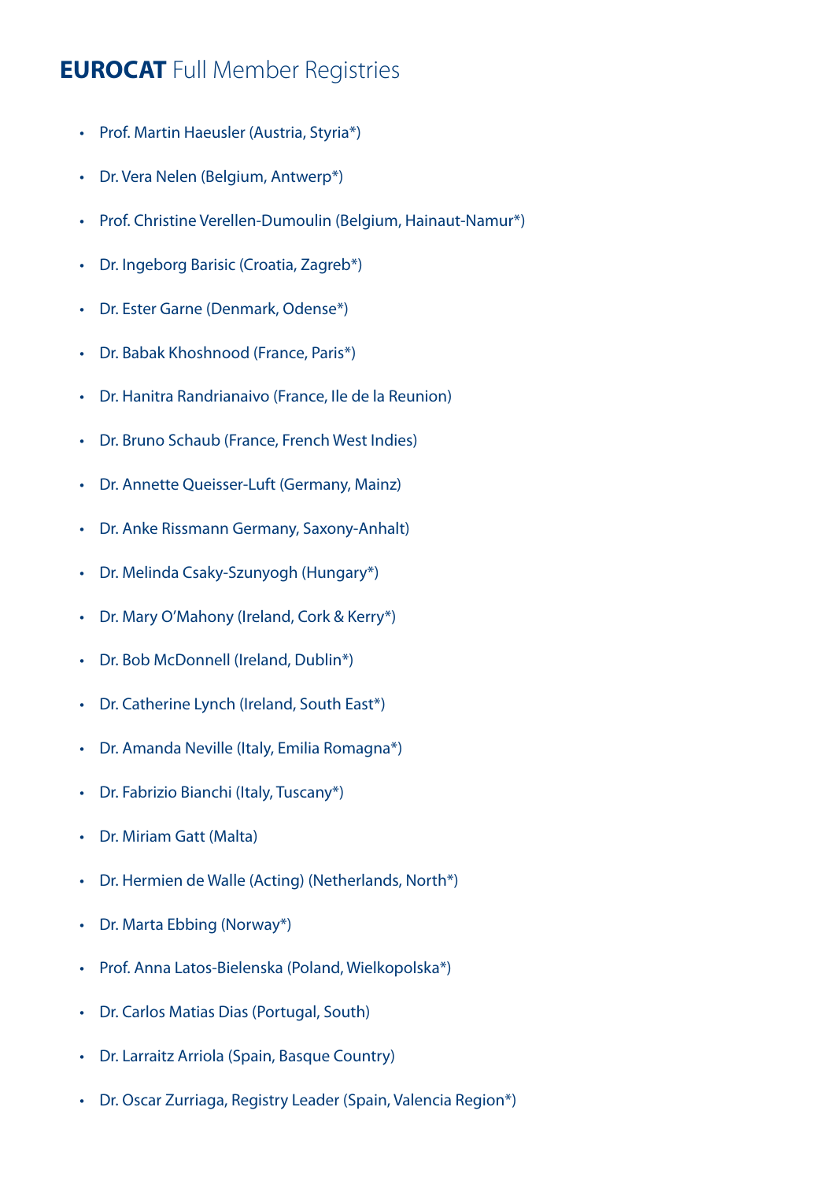# **EUROCAT** Full Member Registries

- Prof. Martin Haeusler (Austria, Styria*)
- Dr. Vera Nelen (Belgium, Antwerp*)
- Prof. Christine Verellen-Dumoulin (Belgium, Hainaut-Namur*)
- Dr. Ingeborg Barisic (Croatia, Zagreb*)
- Dr. Ester Garne (Denmark, Odense*)
- Dr. Babak Khoshnood (France, Paris*)
- Dr. Hanitra Randrianaivo (France, Ile de la Reunion)
- Dr. Bruno Schaub (France, French West Indies)
- Dr. Annette Queisser-Luft (Germany, Mainz)
- Dr. Anke Rissmann Germany, Saxony-Anhalt)
- Dr. Melinda Csaky-Szunyogh (Hungary*)
- Dr. Mary O'Mahony (Ireland, Cork & Kerry*)
- Dr. Bob McDonnell (Ireland, Dublin*)
- Dr. Catherine Lynch (Ireland, South East*)
- Dr. Amanda Neville (Italy, Emilia Romagna*)
- Dr. Fabrizio Bianchi (Italy, Tuscany*)
- Dr. Miriam Gatt (Malta)
- Dr. Hermien de Walle (Acting) (Netherlands, North*)
- Dr. Marta Ebbing (Norway*)
- Prof. Anna Latos-Bielenska (Poland, Wielkopolska*)
- Dr. Carlos Matias Dias (Portugal, South)
- Dr. Larraitz Arriola (Spain, Basque Country)
- Dr. Oscar Zurriaga, Registry Leader (Spain, Valencia Region*)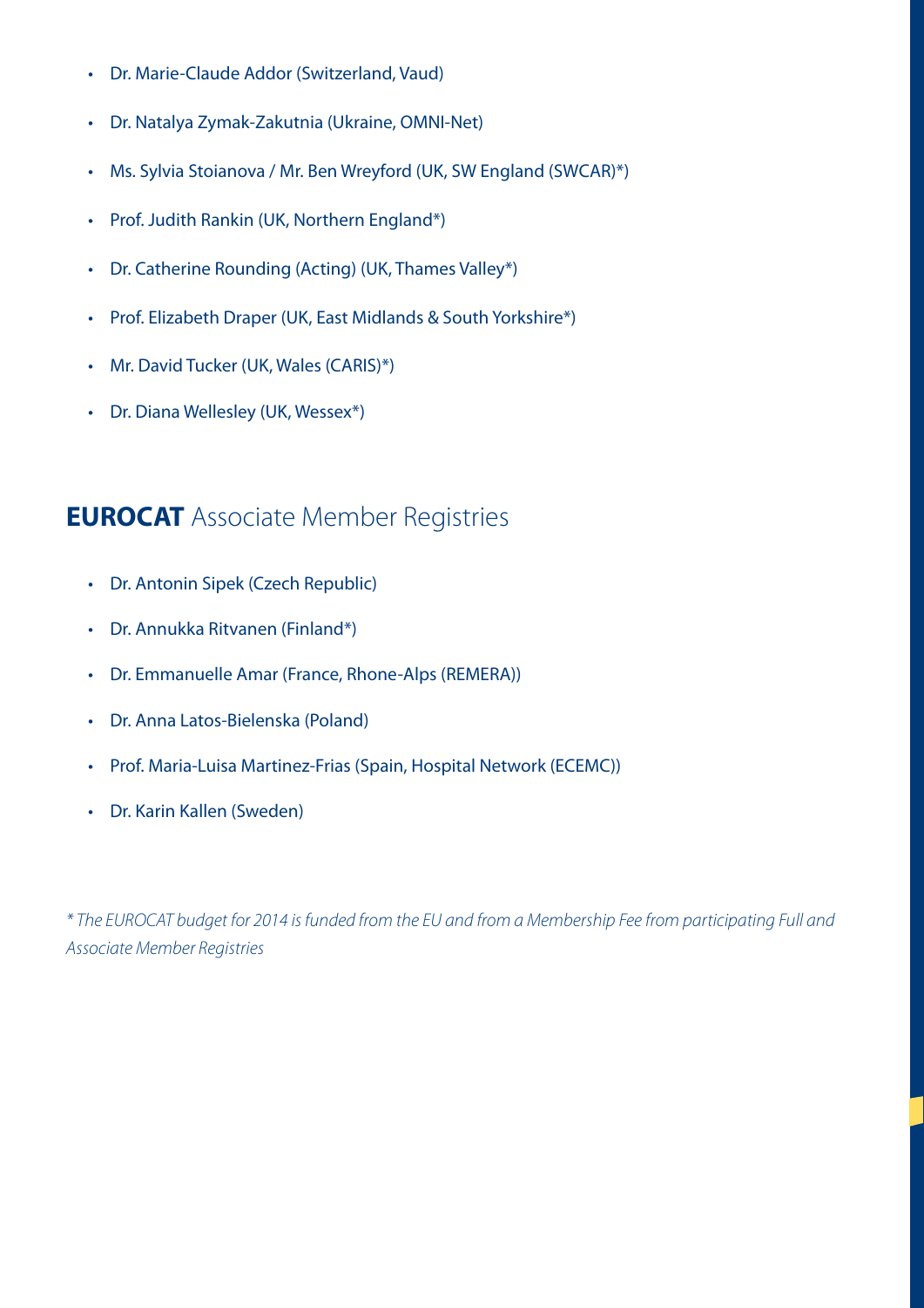- Dr. Marie-Claude Addor (Switzerland, Vaud)
- Dr. Natalya Zymak-Zakutnia (Ukraine, OMNI-Net)
- Ms. Sylvia Stoianova / Mr. Ben Wreyford (UK, SW England (SWCAR)*)
- Prof. Judith Rankin (UK, Northern England*)
- Dr. Catherine Rounding (Acting) (UK, Thames Valley*)
- Prof. Elizabeth Draper (UK, East Midlands & South Yorkshire*)
- Mr. David Tucker (UK, Wales (CARIS)*)
- Dr. Diana Wellesley (UK, Wessex*)

## **EUROCAT** Associate Member Registries

- Dr. Antonin Sipek (Czech Republic)
- Dr. Annukka Ritvanen (Finland*)
- Dr. Emmanuelle Amar (France, Rhone-Alps (REMERA))
- Dr. Anna Latos-Bielenska (Poland)
- Prof. Maria-Luisa Martinez-Frias (Spain, Hospital Network (ECEMC))
- Dr. Karin Kallen (Sweden)

*\* The EUROCAT budget for 2014 is funded from the EU and from a Membership Fee from participating Full and Associate Member Registries*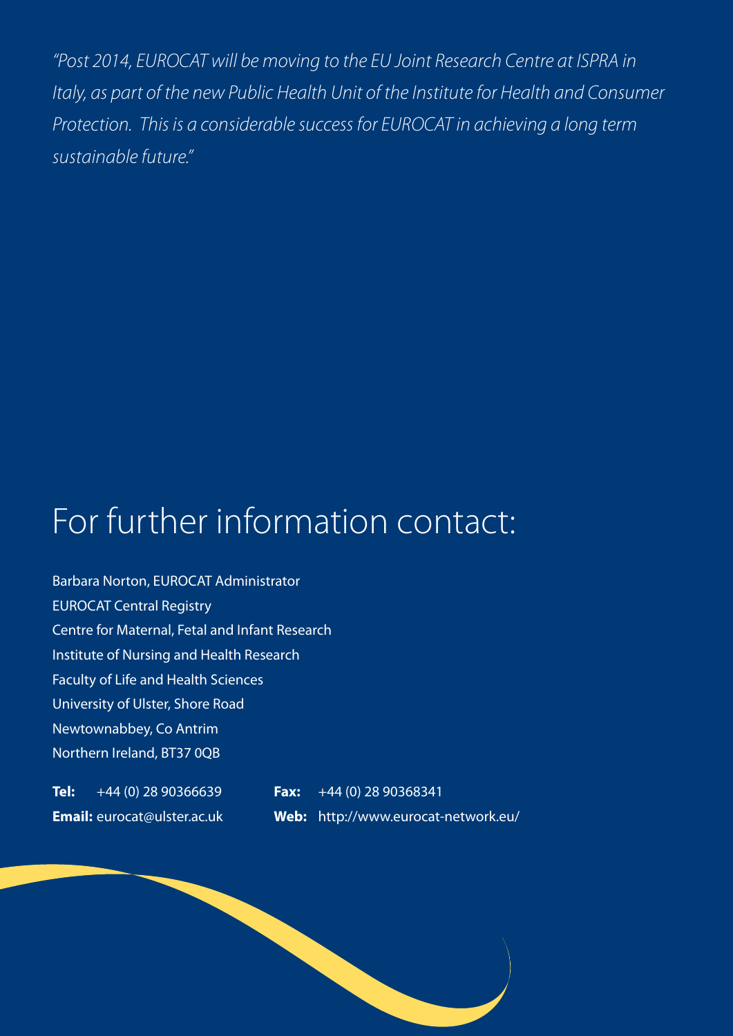*"Post 2014, EUROCAT will be moving to the EU Joint Research Centre at ISPRA in Italy, as part of the new Public Health Unit of the Institute for Health and Consumer Protection. This is a considerable success for EUROCAT in achieving a long term sustainable future."*

# For further information contact:

Barbara Norton, EUROCAT Administrator
EUROCAT Central Registry
Centre for Maternal, Fetal and Infant Research
Institute of Nursing and Health Research
Faculty of Life and Health Sciences
University of Ulster, Shore Road
Newtownabbey, Co Antrim
Northern Ireland, BT37 0QB

**Tel:** +44 (0) 28 90366639
**Fax:** +44 (0) 28 90368341
**Email:** eurocat@ulster.ac.uk
**Web:** http://www.eurocat-network.eu/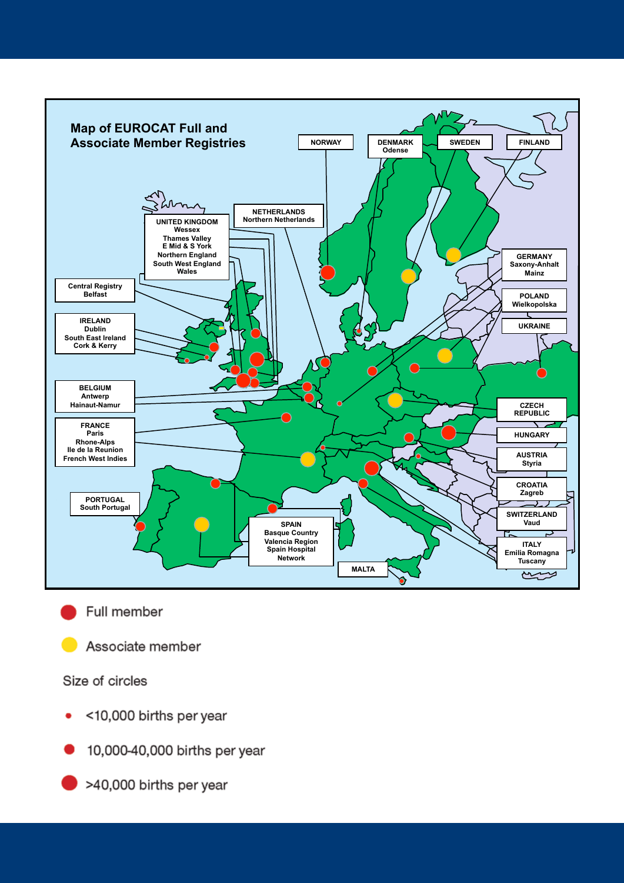## Map of EUROCAT Full and Associate Member Registries

NORWAY

DENMARK
Odense

SWEDEN

FINLAND

UNITED KINGDOM
Wessex
Thames Valley
E Mid & S York
Northern England
South West England
Wales

NETHERLANDS
Northern Netherlands

GERMANY
Saxony-Anhalt
Mainz

Central Registry
Belfast

POLAND
Wielkopolska

IRELAND
Dublin
South East Ireland
Cork & Kerry

UKRAINE

BELGIUM
Antwerp
Hainaut-Namur

CZECH
REPUBLIC

FRANCE
Paris
Rhone-Alps
Ile de la Reunion
French West Indies

HUNGARY

AUSTRIA
Styria

CROATIA
Zagreb

PORTUGAL
South Portugal

SWITZERLAND
Vaud

SPAIN
Basque Country
Valencia Region
Spain Hospital
Network

ITALY
Emilia Romagna
Tuscany

MALTA

Full member

Associate member

Size of circles

<10,000 births per year

10,000-40,000 births per year

>40,000 births per year